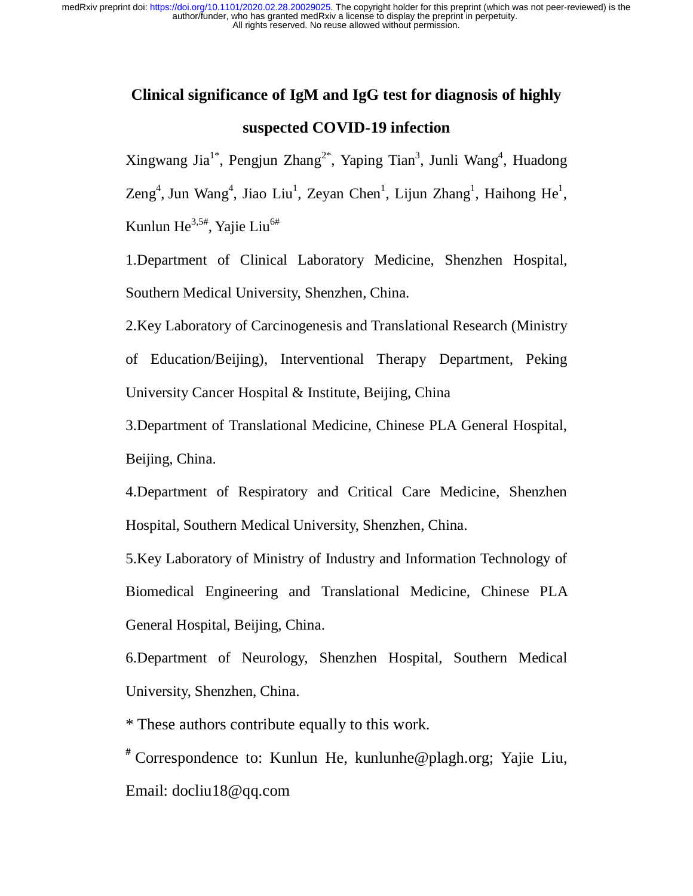# Clinical significance of IgM and IgG test for diagnosis of highly suspected COVID-19 infection

Xingwang Jia[1*], Pengjun Zhang[2*], Yaping Tian[3], Junli Wang[4], Huadong Zeng[4], Jun Wang[4], Jiao Liu[1], Zeyan Chen[1], Lijun Zhang[1], Haihong He[1], Kunlun He[3,5#], Yajie Liu[6#]

1.Department of Clinical Laboratory Medicine, Shenzhen Hospital, Southern Medical University, Shenzhen, China.

2.Key Laboratory of Carcinogenesis and Translational Research (Ministry of Education/Beijing), Interventional Therapy Department, Peking University Cancer Hospital & Institute, Beijing, China

3.Department of Translational Medicine, Chinese PLA General Hospital, Beijing, China.

4.Department of Respiratory and Critical Care Medicine, Shenzhen Hospital, Southern Medical University, Shenzhen, China.

5.Key Laboratory of Ministry of Industry and Information Technology of Biomedical Engineering and Translational Medicine, Chinese PLA General Hospital, Beijing, China.

6.Department of Neurology, Shenzhen Hospital, Southern Medical University, Shenzhen, China.

* These authors contribute equally to this work.

# Correspondence to: Kunlun He, kunlunhe@plagh.org; Yajie Liu, Email: docliu18@qq.com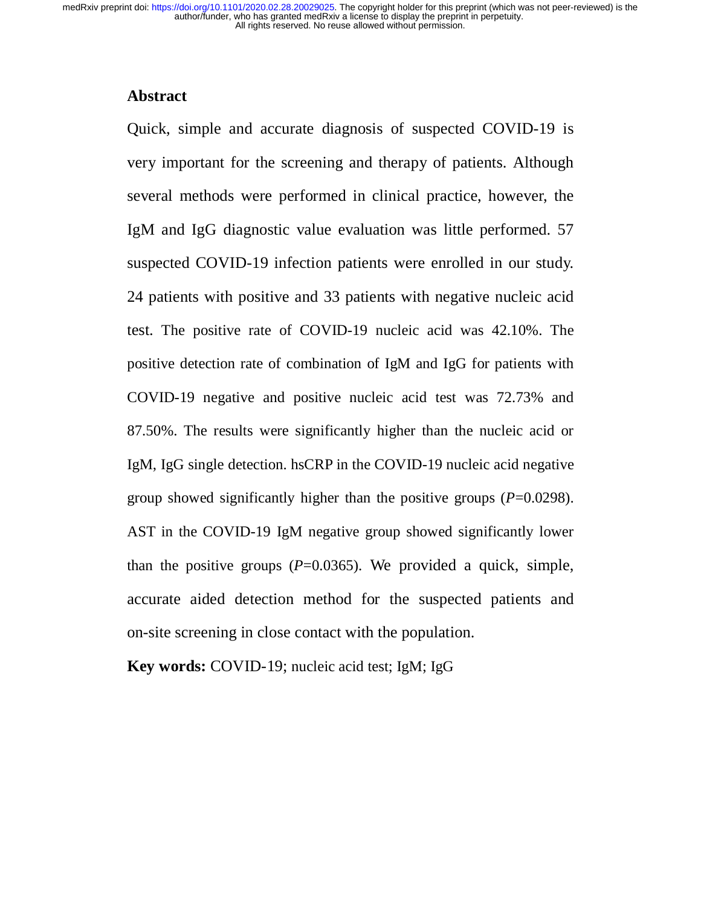## Abstract

Quick, simple and accurate diagnosis of suspected COVID-19 is very important for the screening and therapy of patients. Although several methods were performed in clinical practice, however, the IgM and IgG diagnostic value evaluation was little performed. 57 suspected COVID-19 infection patients were enrolled in our study. 24 patients with positive and 33 patients with negative nucleic acid test. The positive rate of COVID-19 nucleic acid was 42.10%. The positive detection rate of combination of IgM and IgG for patients with COVID-19 negative and positive nucleic acid test was 72.73% and 87.50%. The results were significantly higher than the nucleic acid or IgM, IgG single detection. hsCRP in the COVID-19 nucleic acid negative group showed significantly higher than the positive groups ($P$=0.0298). AST in the COVID-19 IgM negative group showed significantly lower than the positive groups ($P$=0.0365). We provided a quick, simple, accurate aided detection method for the suspected patients and on-site screening in close contact with the population.

**Key words:** COVID-19; nucleic acid test; IgM; IgG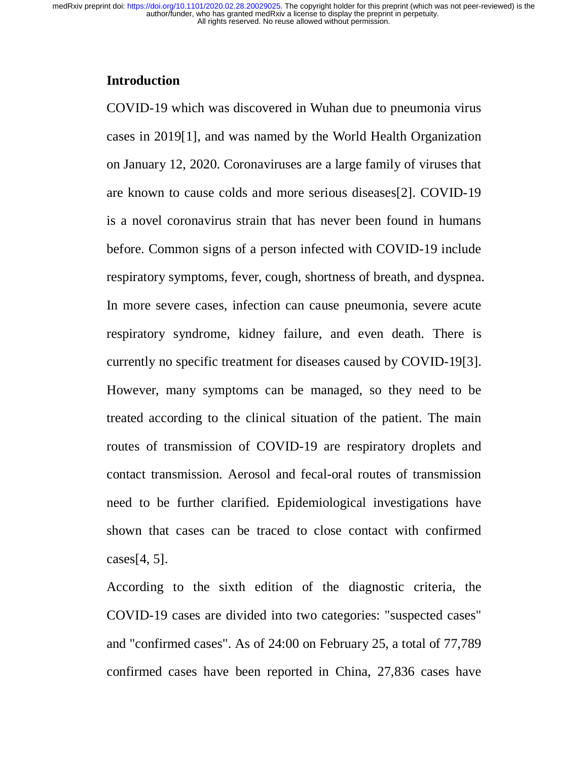## Introduction

COVID-19 which was discovered in Wuhan due to pneumonia virus cases in 2019[1], and was named by the World Health Organization on January 12, 2020. Coronaviruses are a large family of viruses that are known to cause colds and more serious diseases[2]. COVID-19 is a novel coronavirus strain that has never been found in humans before. Common signs of a person infected with COVID-19 include respiratory symptoms, fever, cough, shortness of breath, and dyspnea. In more severe cases, infection can cause pneumonia, severe acute respiratory syndrome, kidney failure, and even death. There is currently no specific treatment for diseases caused by COVID-19[3]. However, many symptoms can be managed, so they need to be treated according to the clinical situation of the patient. The main routes of transmission of COVID-19 are respiratory droplets and contact transmission. Aerosol and fecal-oral routes of transmission need to be further clarified. Epidemiological investigations have shown that cases can be traced to close contact with confirmed cases[4, 5].

According to the sixth edition of the diagnostic criteria, the COVID-19 cases are divided into two categories: "suspected cases" and "confirmed cases". As of 24:00 on February 25, a total of 77,789 confirmed cases have been reported in China, 27,836 cases have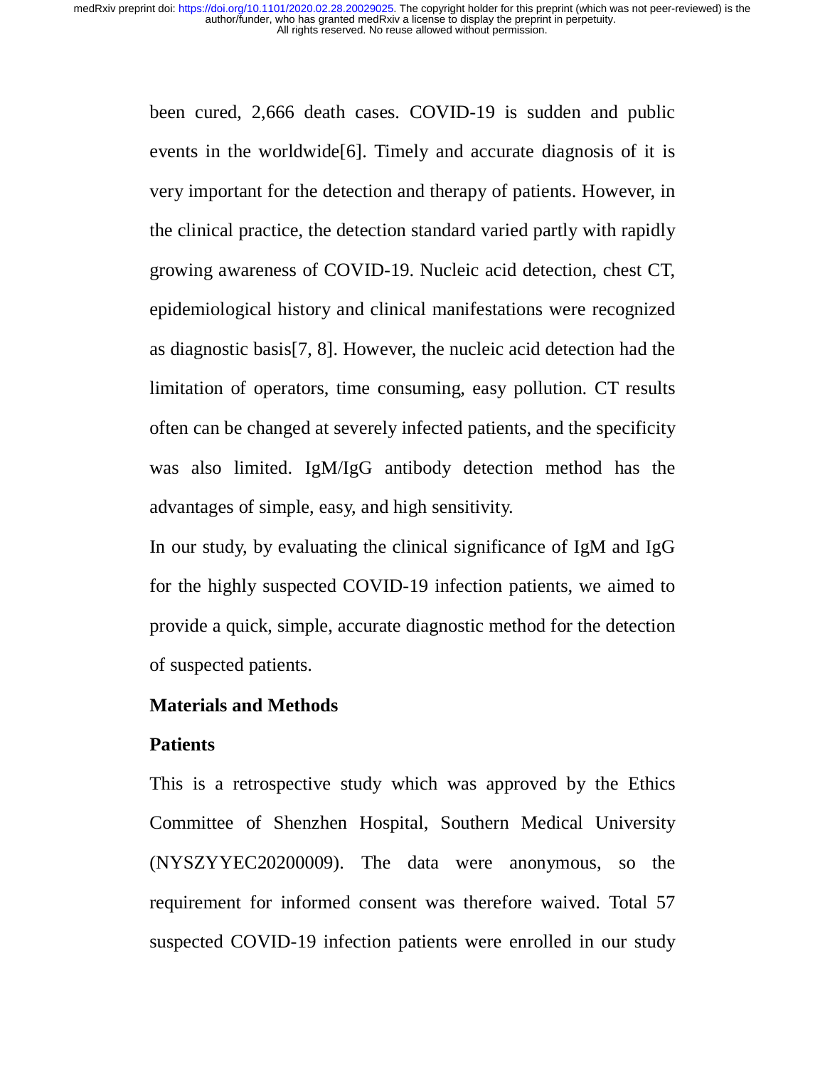been cured, 2,666 death cases. COVID-19 is sudden and public events in the worldwide[6]. Timely and accurate diagnosis of it is very important for the detection and therapy of patients. However, in the clinical practice, the detection standard varied partly with rapidly growing awareness of COVID-19. Nucleic acid detection, chest CT, epidemiological history and clinical manifestations were recognized as diagnostic basis[7, 8]. However, the nucleic acid detection had the limitation of operators, time consuming, easy pollution. CT results often can be changed at severely infected patients, and the specificity was also limited. IgM/IgG antibody detection method has the advantages of simple, easy, and high sensitivity.

In our study, by evaluating the clinical significance of IgM and IgG for the highly suspected COVID-19 infection patients, we aimed to provide a quick, simple, accurate diagnostic method for the detection of suspected patients.

## Materials and Methods

### Patients

This is a retrospective study which was approved by the Ethics Committee of Shenzhen Hospital, Southern Medical University (NYSZYYEC20200009). The data were anonymous, so the requirement for informed consent was therefore waived. Total 57 suspected COVID-19 infection patients were enrolled in our study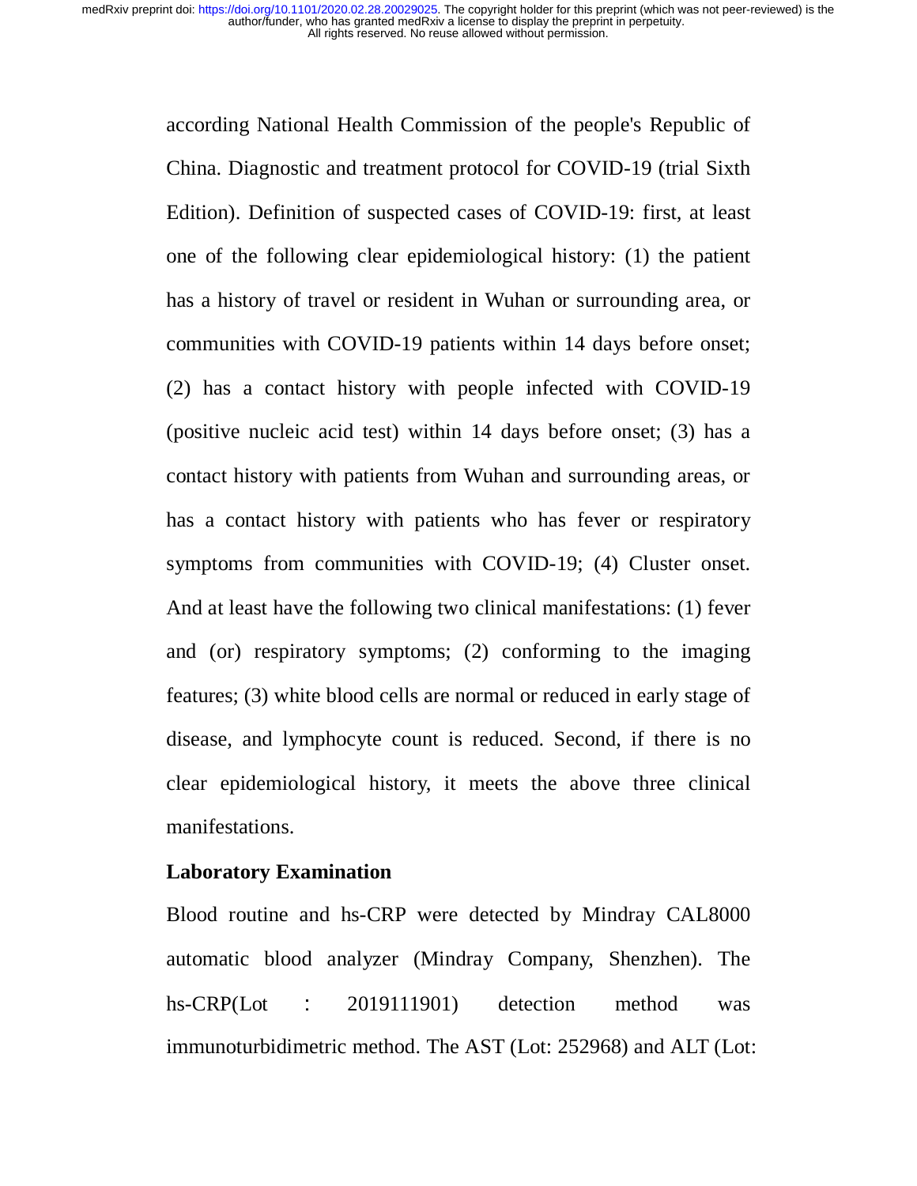according National Health Commission of the people's Republic of China. Diagnostic and treatment protocol for COVID-19 (trial Sixth Edition). Definition of suspected cases of COVID-19: first, at least one of the following clear epidemiological history: (1) the patient has a history of travel or resident in Wuhan or surrounding area, or communities with COVID-19 patients within 14 days before onset; (2) has a contact history with people infected with COVID-19 (positive nucleic acid test) within 14 days before onset; (3) has a contact history with patients from Wuhan and surrounding areas, or has a contact history with patients who has fever or respiratory symptoms from communities with COVID-19; (4) Cluster onset. And at least have the following two clinical manifestations: (1) fever and (or) respiratory symptoms; (2) conforming to the imaging features; (3) white blood cells are normal or reduced in early stage of disease, and lymphocyte count is reduced. Second, if there is no clear epidemiological history, it meets the above three clinical manifestations.

**Laboratory Examination**

Blood routine and hs-CRP were detected by Mindray CAL8000 automatic blood analyzer (Mindray Company, Shenzhen). The hs-CRP(Lot : 2019111901) detection method was immunoturbidimetric method. The AST (Lot: 252968) and ALT (Lot: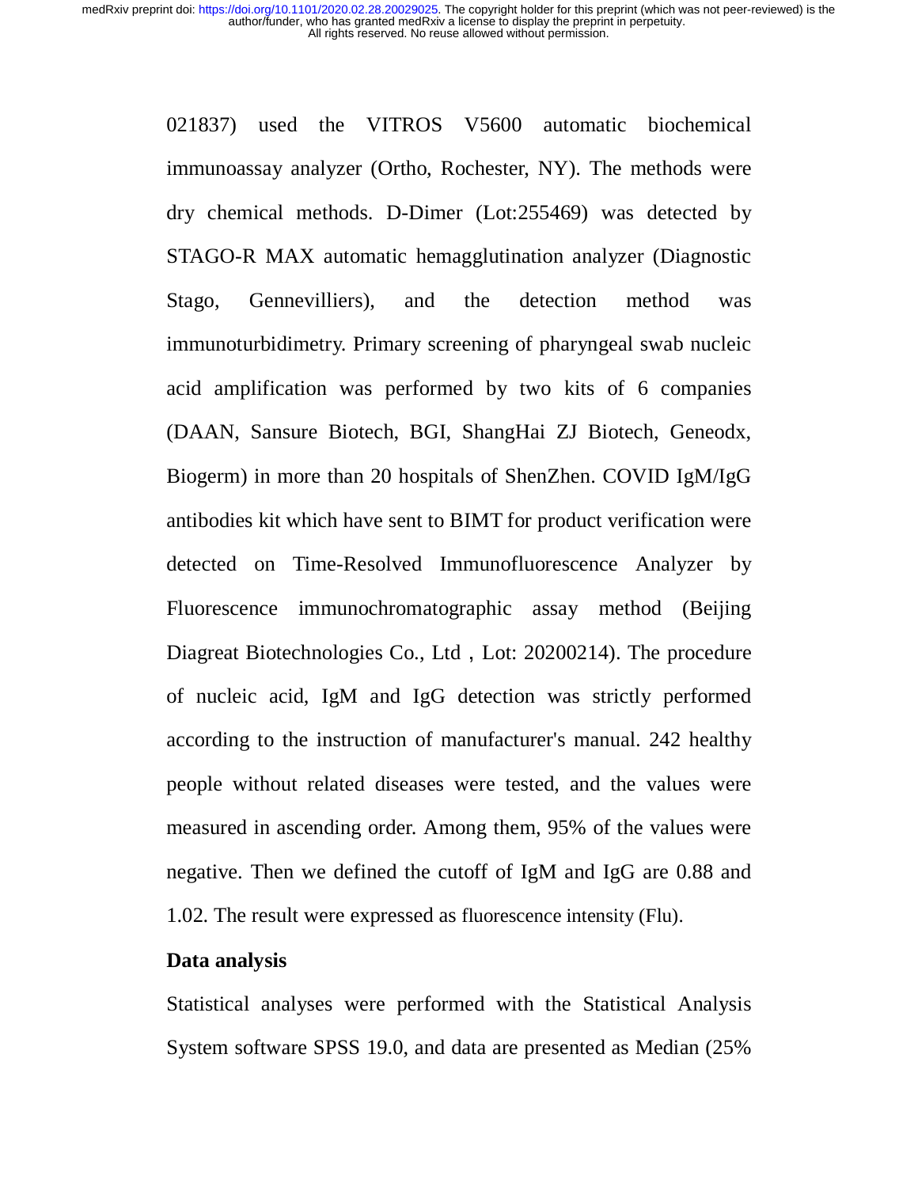021837) used the VITROS V5600 automatic biochemical immunoassay analyzer (Ortho, Rochester, NY). The methods were dry chemical methods. D-Dimer (Lot:255469) was detected by STAGO-R MAX automatic hemagglutination analyzer (Diagnostic Stago, Gennevilliers), and the detection method was immunoturbidimetry. Primary screening of pharyngeal swab nucleic acid amplification was performed by two kits of 6 companies (DAAN, Sansure Biotech, BGI, ShangHai ZJ Biotech, Geneodx, Biogerm) in more than 20 hospitals of ShenZhen. COVID IgM/IgG antibodies kit which have sent to BIMT for product verification were detected on Time-Resolved Immunofluorescence Analyzer by Fluorescence immunochromatographic assay method (Beijing Diagreat Biotechnologies Co., Ltd , Lot: 20200214). The procedure of nucleic acid, IgM and IgG detection was strictly performed according to the instruction of manufacturer's manual. 242 healthy people without related diseases were tested, and the values were measured in ascending order. Among them, 95% of the values were negative. Then we defined the cutoff of IgM and IgG are 0.88 and 1.02. The result were expressed as fluorescence intensity (Flu).

**Data analysis**

Statistical analyses were performed with the Statistical Analysis System software SPSS 19.0, and data are presented as Median (25%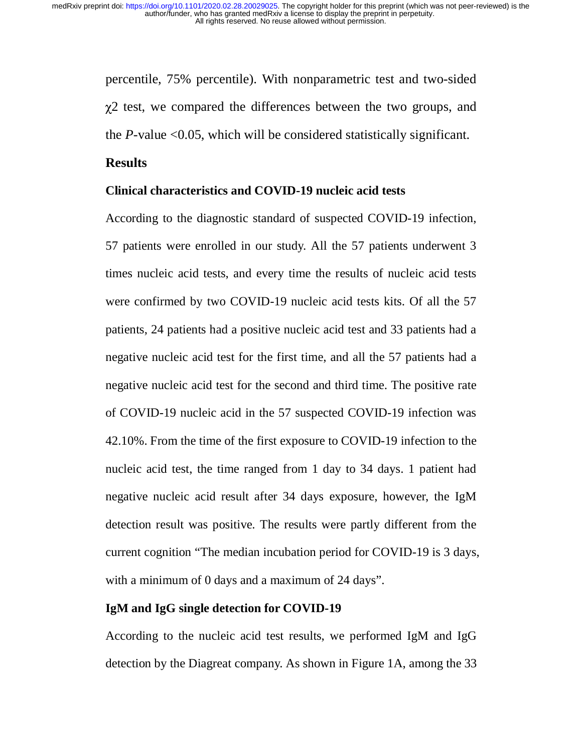percentile, 75% percentile). With nonparametric test and two-sided $\chi 2$ test, we compared the differences between the two groups, and the *P*-value <0.05, which will be considered statistically significant.

## Results

### Clinical characteristics and COVID-19 nucleic acid tests

According to the diagnostic standard of suspected COVID-19 infection, 57 patients were enrolled in our study. All the 57 patients underwent 3 times nucleic acid tests, and every time the results of nucleic acid tests were confirmed by two COVID-19 nucleic acid tests kits. Of all the 57 patients, 24 patients had a positive nucleic acid test and 33 patients had a negative nucleic acid test for the first time, and all the 57 patients had a negative nucleic acid test for the second and third time. The positive rate of COVID-19 nucleic acid in the 57 suspected COVID-19 infection was 42.10%. From the time of the first exposure to COVID-19 infection to the nucleic acid test, the time ranged from 1 day to 34 days. 1 patient had negative nucleic acid result after 34 days exposure, however, the IgM detection result was positive. The results were partly different from the current cognition "The median incubation period for COVID-19 is 3 days, with a minimum of 0 days and a maximum of 24 days".

### IgM and IgG single detection for COVID-19

According to the nucleic acid test results, we performed IgM and IgG detection by the Diagreat company. As shown in Figure 1A, among the 33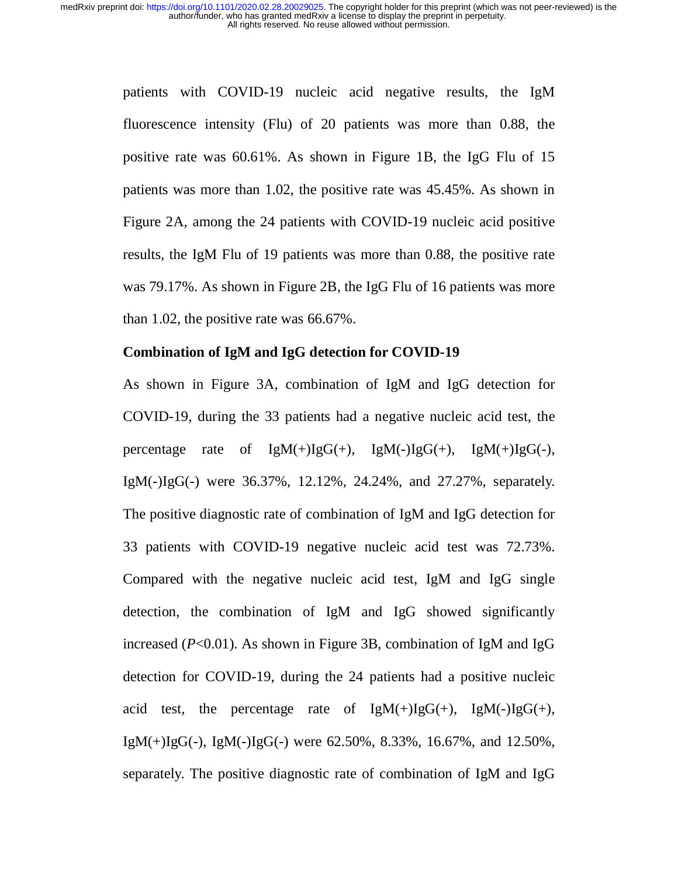patients with COVID-19 nucleic acid negative results, the IgM fluorescence intensity (Flu) of 20 patients was more than 0.88, the positive rate was 60.61%. As shown in Figure 1B, the IgG Flu of 15 patients was more than 1.02, the positive rate was 45.45%. As shown in Figure 2A, among the 24 patients with COVID-19 nucleic acid positive results, the IgM Flu of 19 patients was more than 0.88, the positive rate was 79.17%. As shown in Figure 2B, the IgG Flu of 16 patients was more than 1.02, the positive rate was 66.67%.

### Combination of IgM and IgG detection for COVID-19

As shown in Figure 3A, combination of IgM and IgG detection for COVID-19, during the 33 patients had a negative nucleic acid test, the percentage rate of IgM(+)IgG(+), IgM(-)IgG(+), IgM(+)IgG(-), IgM(-)IgG(-) were 36.37%, 12.12%, 24.24%, and 27.27%, separately. The positive diagnostic rate of combination of IgM and IgG detection for 33 patients with COVID-19 negative nucleic acid test was 72.73%. Compared with the negative nucleic acid test, IgM and IgG single detection, the combination of IgM and IgG showed significantly increased ($P$<0.01). As shown in Figure 3B, combination of IgM and IgG detection for COVID-19, during the 24 patients had a positive nucleic acid test, the percentage rate of IgM(+)IgG(+), IgM(-)IgG(+), IgM(+)IgG(-), IgM(-)IgG(-) were 62.50%, 8.33%, 16.67%, and 12.50%, separately. The positive diagnostic rate of combination of IgM and IgG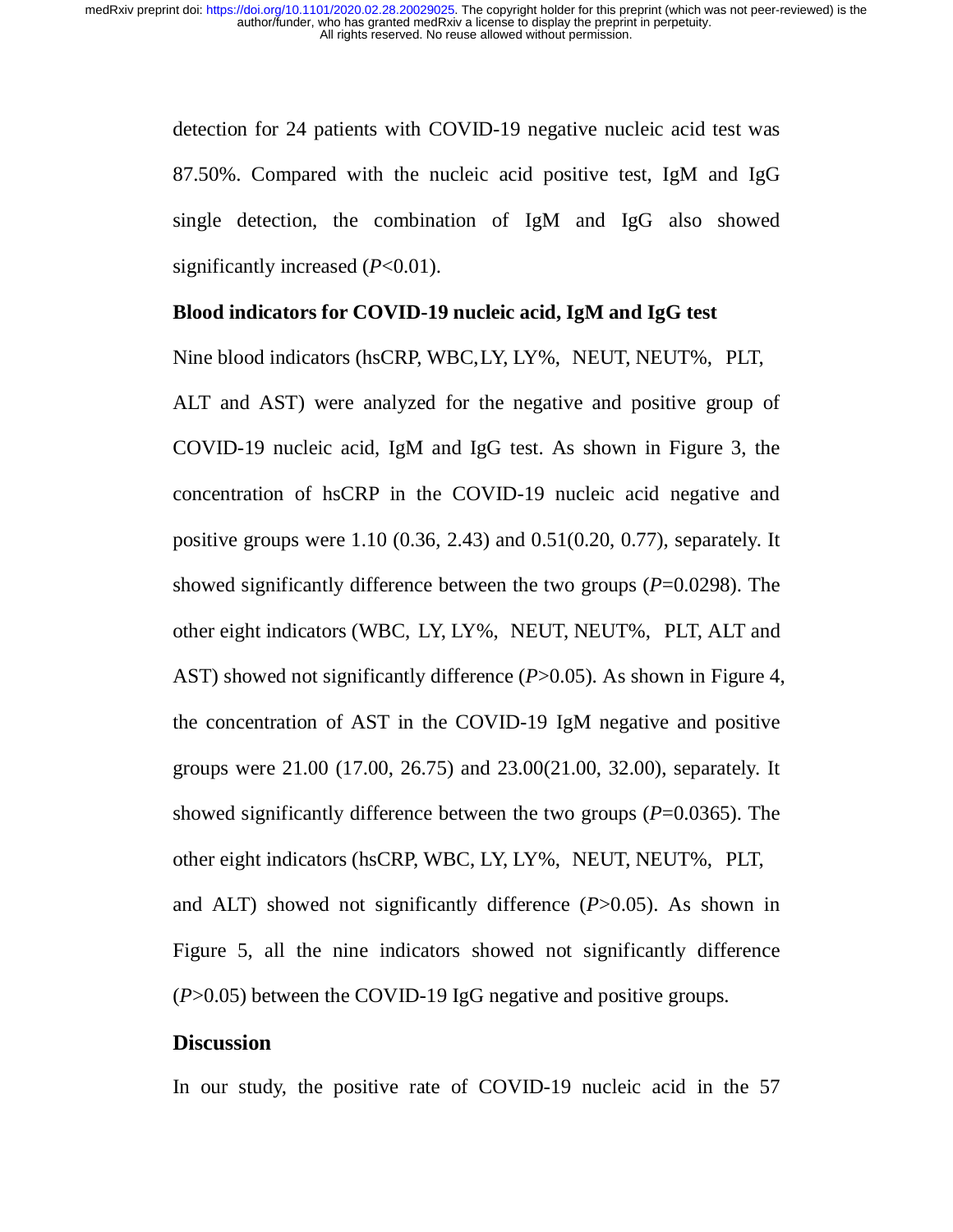detection for 24 patients with COVID-19 negative nucleic acid test was 87.50%. Compared with the nucleic acid positive test, IgM and IgG single detection, the combination of IgM and IgG also showed significantly increased ($P$<0.01).

**Blood indicators for COVID-19 nucleic acid, IgM and IgG test**

Nine blood indicators (hsCRP, WBC, LY, LY%, NEUT, NEUT%, PLT, ALT and AST) were analyzed for the negative and positive group of COVID-19 nucleic acid, IgM and IgG test. As shown in Figure 3, the concentration of hsCRP in the COVID-19 nucleic acid negative and positive groups were 1.10 (0.36, 2.43) and 0.51(0.20, 0.77), separately. It showed significantly difference between the two groups ($P$=0.0298). The other eight indicators (WBC, LY, LY%, NEUT, NEUT%, PLT, ALT and AST) showed not significantly difference ($P$>0.05). As shown in Figure 4, the concentration of AST in the COVID-19 IgM negative and positive groups were 21.00 (17.00, 26.75) and 23.00(21.00, 32.00), separately. It showed significantly difference between the two groups ($P$=0.0365). The other eight indicators (hsCRP, WBC, LY, LY%, NEUT, NEUT%, PLT, and ALT) showed not significantly difference ($P$>0.05). As shown in Figure 5, all the nine indicators showed not significantly difference ($P$>0.05) between the COVID-19 IgG negative and positive groups.

## Discussion

In our study, the positive rate of COVID-19 nucleic acid in the 57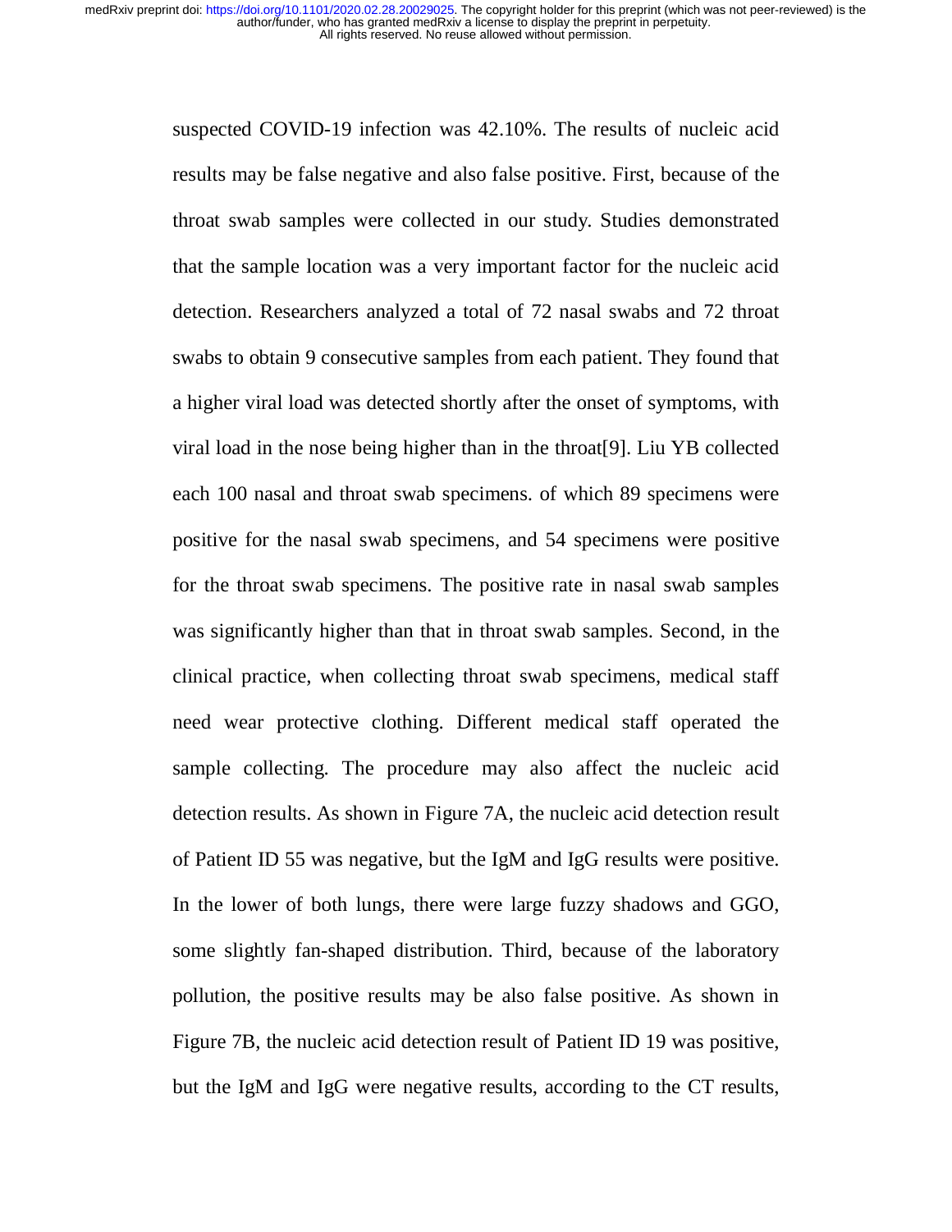suspected COVID-19 infection was 42.10%. The results of nucleic acid results may be false negative and also false positive. First, because of the throat swab samples were collected in our study. Studies demonstrated that the sample location was a very important factor for the nucleic acid detection. Researchers analyzed a total of 72 nasal swabs and 72 throat swabs to obtain 9 consecutive samples from each patient. They found that a higher viral load was detected shortly after the onset of symptoms, with viral load in the nose being higher than in the throat[9]. Liu YB collected each 100 nasal and throat swab specimens. of which 89 specimens were positive for the nasal swab specimens, and 54 specimens were positive for the throat swab specimens. The positive rate in nasal swab samples was significantly higher than that in throat swab samples. Second, in the clinical practice, when collecting throat swab specimens, medical staff need wear protective clothing. Different medical staff operated the sample collecting. The procedure may also affect the nucleic acid detection results. As shown in Figure 7A, the nucleic acid detection result of Patient ID 55 was negative, but the IgM and IgG results were positive. In the lower of both lungs, there were large fuzzy shadows and GGO, some slightly fan-shaped distribution. Third, because of the laboratory pollution, the positive results may be also false positive. As shown in Figure 7B, the nucleic acid detection result of Patient ID 19 was positive, but the IgM and IgG were negative results, according to the CT results,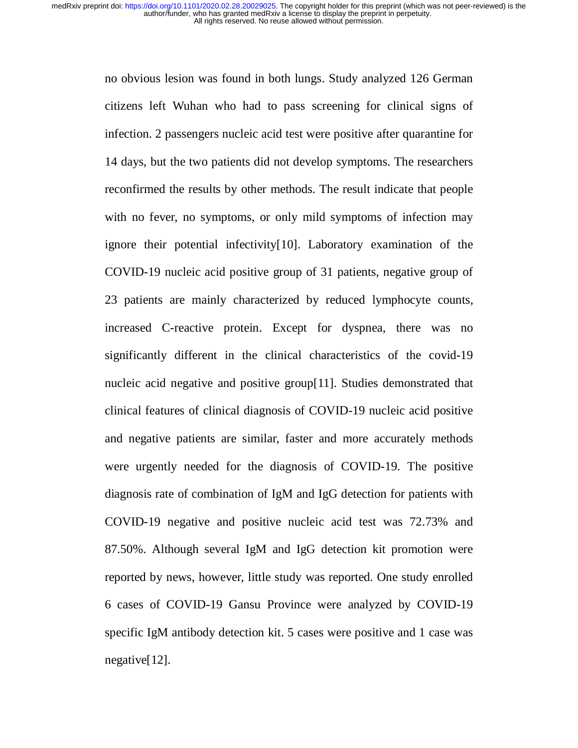no obvious lesion was found in both lungs. Study analyzed 126 German citizens left Wuhan who had to pass screening for clinical signs of infection. 2 passengers nucleic acid test were positive after quarantine for 14 days, but the two patients did not develop symptoms. The researchers reconfirmed the results by other methods. The result indicate that people with no fever, no symptoms, or only mild symptoms of infection may ignore their potential infectivity[10]. Laboratory examination of the COVID-19 nucleic acid positive group of 31 patients, negative group of 23 patients are mainly characterized by reduced lymphocyte counts, increased C-reactive protein. Except for dyspnea, there was no significantly different in the clinical characteristics of the covid-19 nucleic acid negative and positive group[11]. Studies demonstrated that clinical features of clinical diagnosis of COVID-19 nucleic acid positive and negative patients are similar, faster and more accurately methods were urgently needed for the diagnosis of COVID-19. The positive diagnosis rate of combination of IgM and IgG detection for patients with COVID-19 negative and positive nucleic acid test was 72.73% and 87.50%. Although several IgM and IgG detection kit promotion were reported by news, however, little study was reported. One study enrolled 6 cases of COVID-19 Gansu Province were analyzed by COVID-19 specific IgM antibody detection kit. 5 cases were positive and 1 case was negative[12].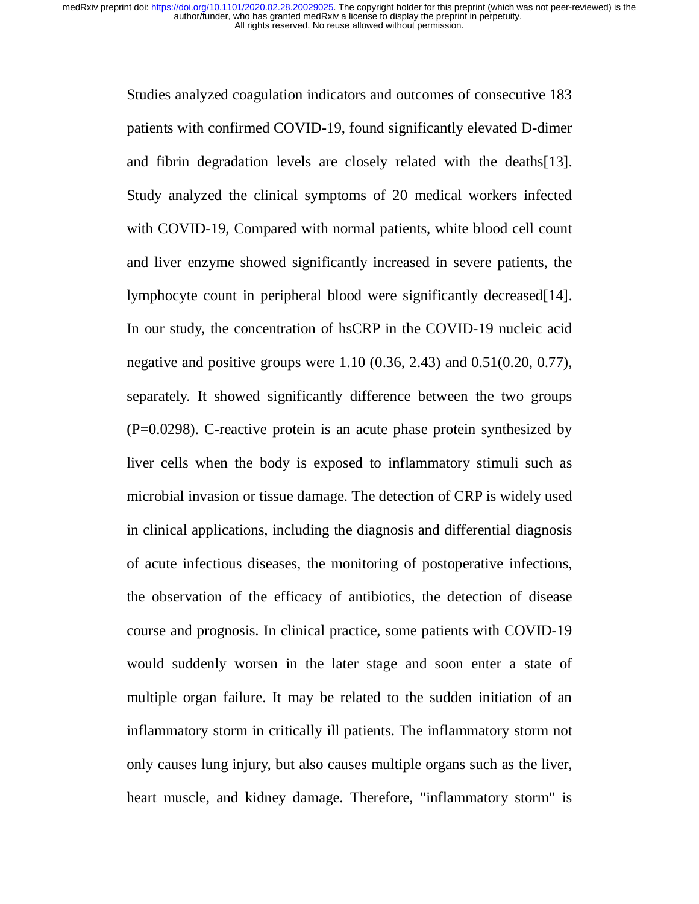Studies analyzed coagulation indicators and outcomes of consecutive 183 patients with confirmed COVID-19, found significantly elevated D-dimer and fibrin degradation levels are closely related with the deaths[13]. Study analyzed the clinical symptoms of 20 medical workers infected with COVID-19, Compared with normal patients, white blood cell count and liver enzyme showed significantly increased in severe patients, the lymphocyte count in peripheral blood were significantly decreased[14]. In our study, the concentration of hsCRP in the COVID-19 nucleic acid negative and positive groups were 1.10 (0.36, 2.43) and 0.51(0.20, 0.77), separately. It showed significantly difference between the two groups ($P=0.0298$). C-reactive protein is an acute phase protein synthesized by liver cells when the body is exposed to inflammatory stimuli such as microbial invasion or tissue damage. The detection of CRP is widely used in clinical applications, including the diagnosis and differential diagnosis of acute infectious diseases, the monitoring of postoperative infections, the observation of the efficacy of antibiotics, the detection of disease course and prognosis. In clinical practice, some patients with COVID-19 would suddenly worsen in the later stage and soon enter a state of multiple organ failure. It may be related to the sudden initiation of an inflammatory storm in critically ill patients. The inflammatory storm not only causes lung injury, but also causes multiple organs such as the liver, heart muscle, and kidney damage. Therefore, "inflammatory storm" is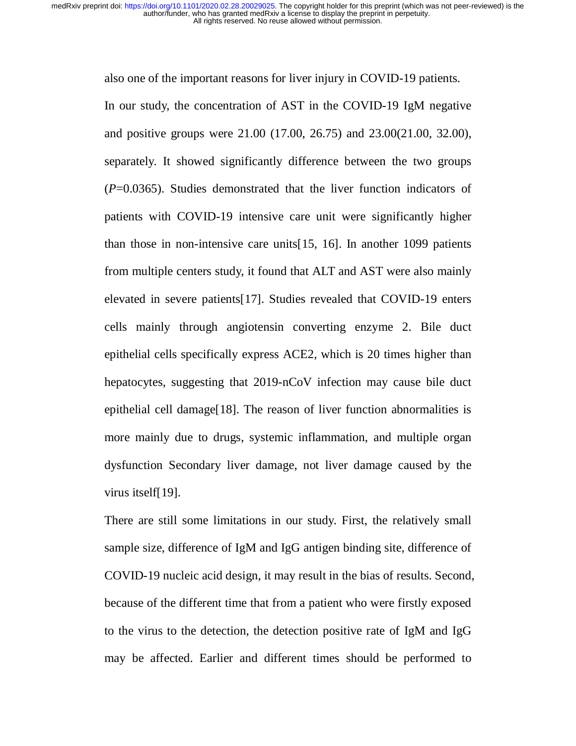also one of the important reasons for liver injury in COVID-19 patients.

In our study, the concentration of AST in the COVID-19 IgM negative and positive groups were 21.00 (17.00, 26.75) and 23.00(21.00, 32.00), separately. It showed significantly difference between the two groups (*P*=0.0365). Studies demonstrated that the liver function indicators of patients with COVID-19 intensive care unit were significantly higher than those in non-intensive care units[15, 16]. In another 1099 patients from multiple centers study, it found that ALT and AST were also mainly elevated in severe patients[17]. Studies revealed that COVID-19 enters cells mainly through angiotensin converting enzyme 2. Bile duct epithelial cells specifically express ACE2, which is 20 times higher than hepatocytes, suggesting that 2019-nCoV infection may cause bile duct epithelial cell damage[18]. The reason of liver function abnormalities is more mainly due to drugs, systemic inflammation, and multiple organ dysfunction Secondary liver damage, not liver damage caused by the virus itself[19].

There are still some limitations in our study. First, the relatively small sample size, difference of IgM and IgG antigen binding site, difference of COVID-19 nucleic acid design, it may result in the bias of results. Second, because of the different time that from a patient who were firstly exposed to the virus to the detection, the detection positive rate of IgM and IgG may be affected. Earlier and different times should be performed to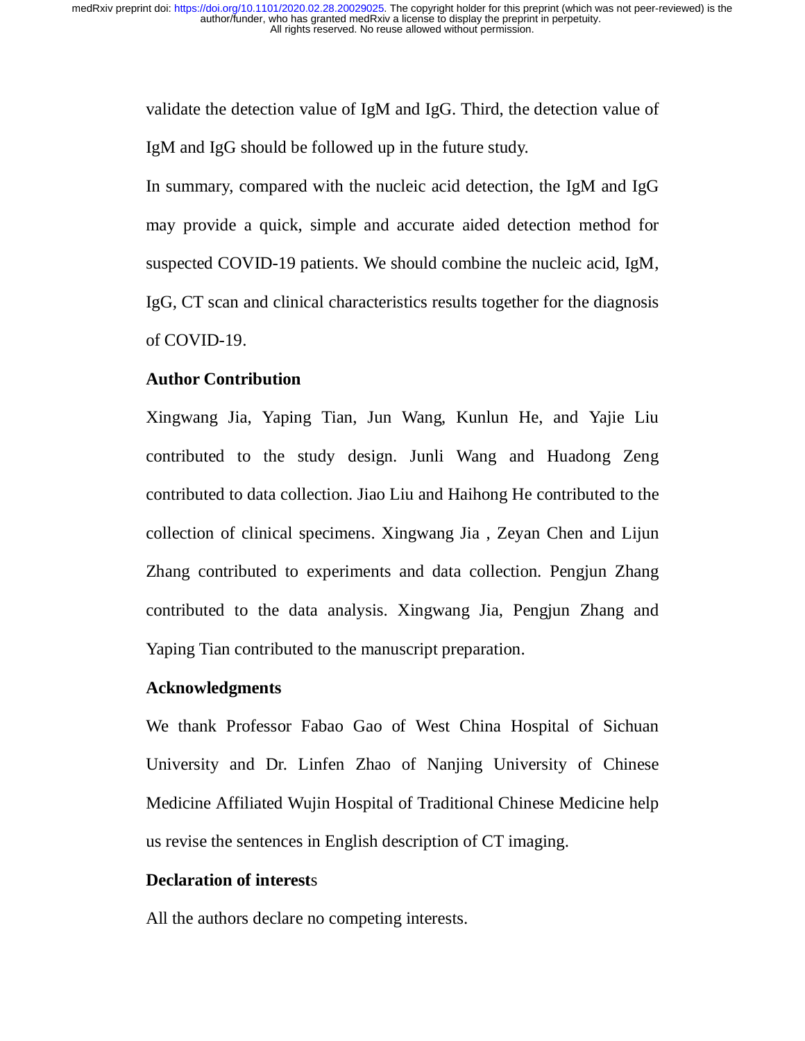validate the detection value of IgM and IgG. Third, the detection value of IgM and IgG should be followed up in the future study.

In summary, compared with the nucleic acid detection, the IgM and IgG may provide a quick, simple and accurate aided detection method for suspected COVID-19 patients. We should combine the nucleic acid, IgM, IgG, CT scan and clinical characteristics results together for the diagnosis of COVID-19.

## Author Contribution

Xingwang Jia, Yaping Tian, Jun Wang, Kunlun He, and Yajie Liu contributed to the study design. Junli Wang and Huadong Zeng contributed to data collection. Jiao Liu and Haihong He contributed to the collection of clinical specimens. Xingwang Jia , Zeyan Chen and Lijun Zhang contributed to experiments and data collection. Pengjun Zhang contributed to the data analysis. Xingwang Jia, Pengjun Zhang and Yaping Tian contributed to the manuscript preparation.

## Acknowledgments

We thank Professor Fabao Gao of West China Hospital of Sichuan University and Dr. Linfen Zhao of Nanjing University of Chinese Medicine Affiliated Wujin Hospital of Traditional Chinese Medicine help us revise the sentences in English description of CT imaging.

## Declaration of interests

All the authors declare no competing interests.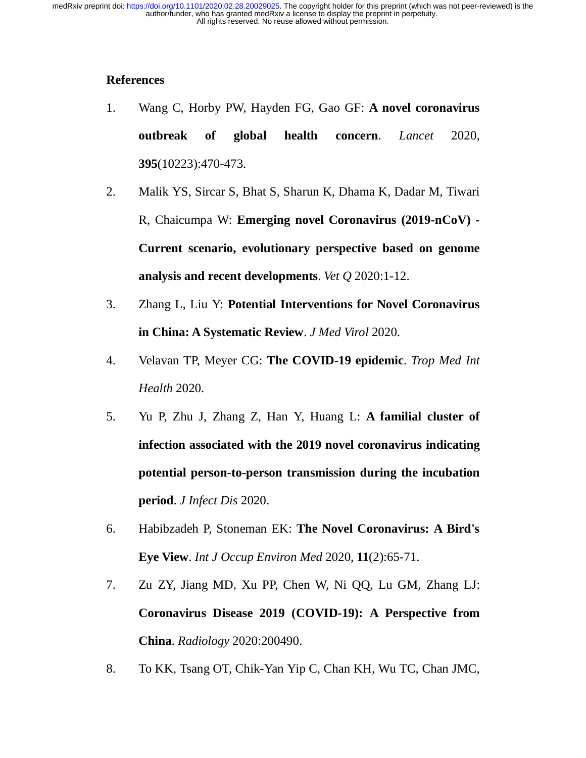## References

1. Wang C, Horby PW, Hayden FG, Gao GF: **A novel coronavirus outbreak of global health concern**. *Lancet* 2020, **395**(10223):470-473.
2. Malik YS, Sircar S, Bhat S, Sharun K, Dhama K, Dadar M, Tiwari R, Chaicumpa W: **Emerging novel Coronavirus (2019-nCoV) - Current scenario, evolutionary perspective based on genome analysis and recent developments**. *Vet Q* 2020:1-12.
3. Zhang L, Liu Y: **Potential Interventions for Novel Coronavirus in China: A Systematic Review**. *J Med Virol* 2020.
4. Velavan TP, Meyer CG: **The COVID-19 epidemic**. *Trop Med Int Health* 2020.
5. Yu P, Zhu J, Zhang Z, Han Y, Huang L: **A familial cluster of infection associated with the 2019 novel coronavirus indicating potential person-to-person transmission during the incubation period**. *J Infect Dis* 2020.
6. Habibzadeh P, Stoneman EK: **The Novel Coronavirus: A Bird's Eye View**. *Int J Occup Environ Med* 2020, **11**(2):65-71.
7. Zu ZY, Jiang MD, Xu PP, Chen W, Ni QQ, Lu GM, Zhang LJ: **Coronavirus Disease 2019 (COVID-19): A Perspective from China**. *Radiology* 2020:200490.
8. To KK, Tsang OT, Chik-Yan Yip C, Chan KH, Wu TC, Chan JMC,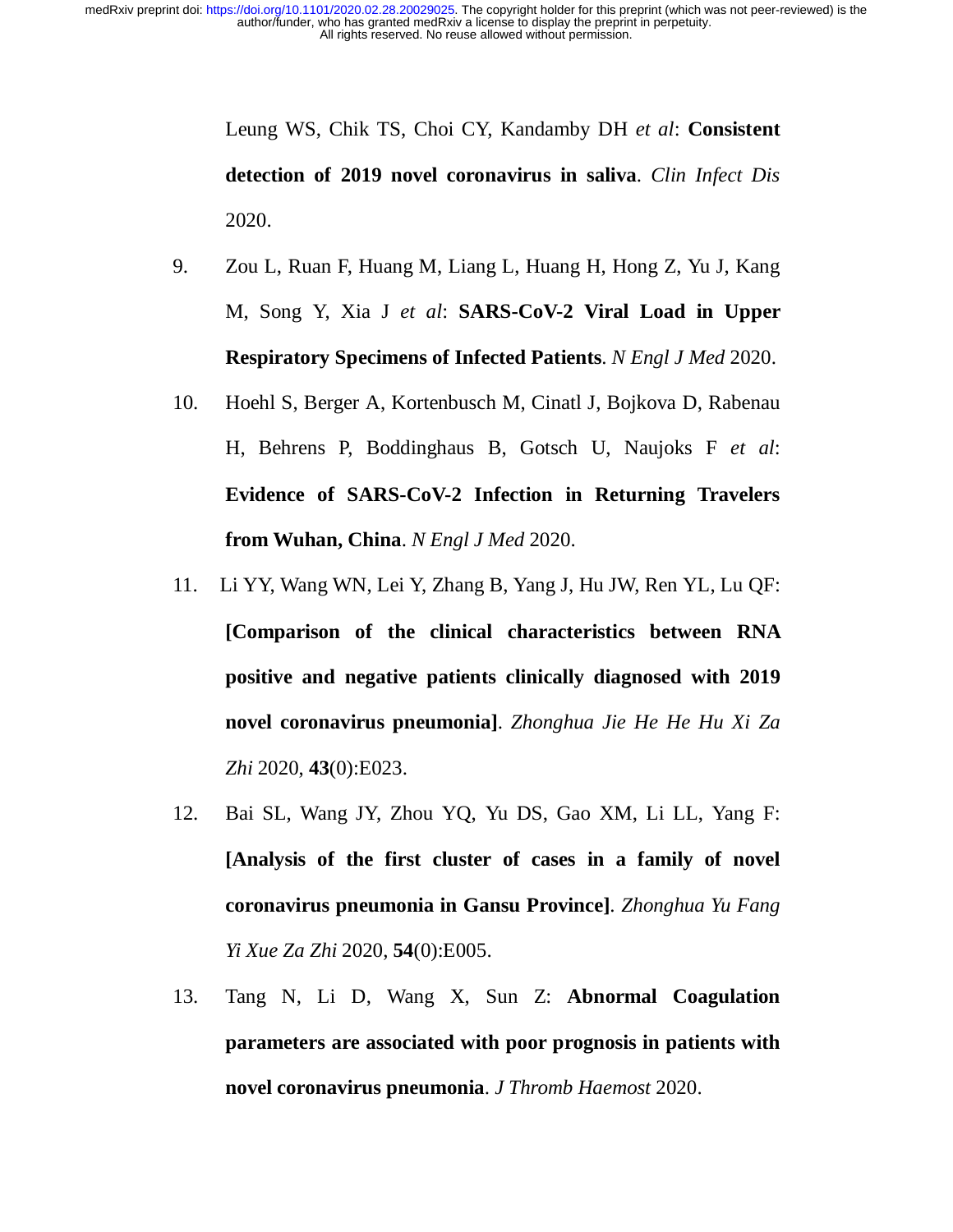Leung WS, Chik TS, Choi CY, Kandamby DH *et al*: **Consistent detection of 2019 novel coronavirus in saliva**. *Clin Infect Dis* 2020.

9. Zou L, Ruan F, Huang M, Liang L, Huang H, Hong Z, Yu J, Kang M, Song Y, Xia J *et al*: **SARS-CoV-2 Viral Load in Upper Respiratory Specimens of Infected Patients**. *N Engl J Med* 2020.
10. Hoehl S, Berger A, Kortenbusch M, Cinatl J, Bojkova D, Rabenau H, Behrens P, Boddinghaus B, Gotsch U, Naujoks F *et al*: **Evidence of SARS-CoV-2 Infection in Returning Travelers from Wuhan, China**. *N Engl J Med* 2020.
11. Li YY, Wang WN, Lei Y, Zhang B, Yang J, Hu JW, Ren YL, Lu QF: **[Comparison of the clinical characteristics between RNA positive and negative patients clinically diagnosed with 2019 novel coronavirus pneumonia]**. *Zhonghua Jie He He Hu Xi Za Zhi* 2020, **43**(0):E023.
12. Bai SL, Wang JY, Zhou YQ, Yu DS, Gao XM, Li LL, Yang F: **[Analysis of the first cluster of cases in a family of novel coronavirus pneumonia in Gansu Province]**. *Zhonghua Yu Fang Yi Xue Za Zhi* 2020, **54**(0):E005.
13. Tang N, Li D, Wang X, Sun Z: **Abnormal Coagulation parameters are associated with poor prognosis in patients with novel coronavirus pneumonia**. *J Thromb Haemost* 2020.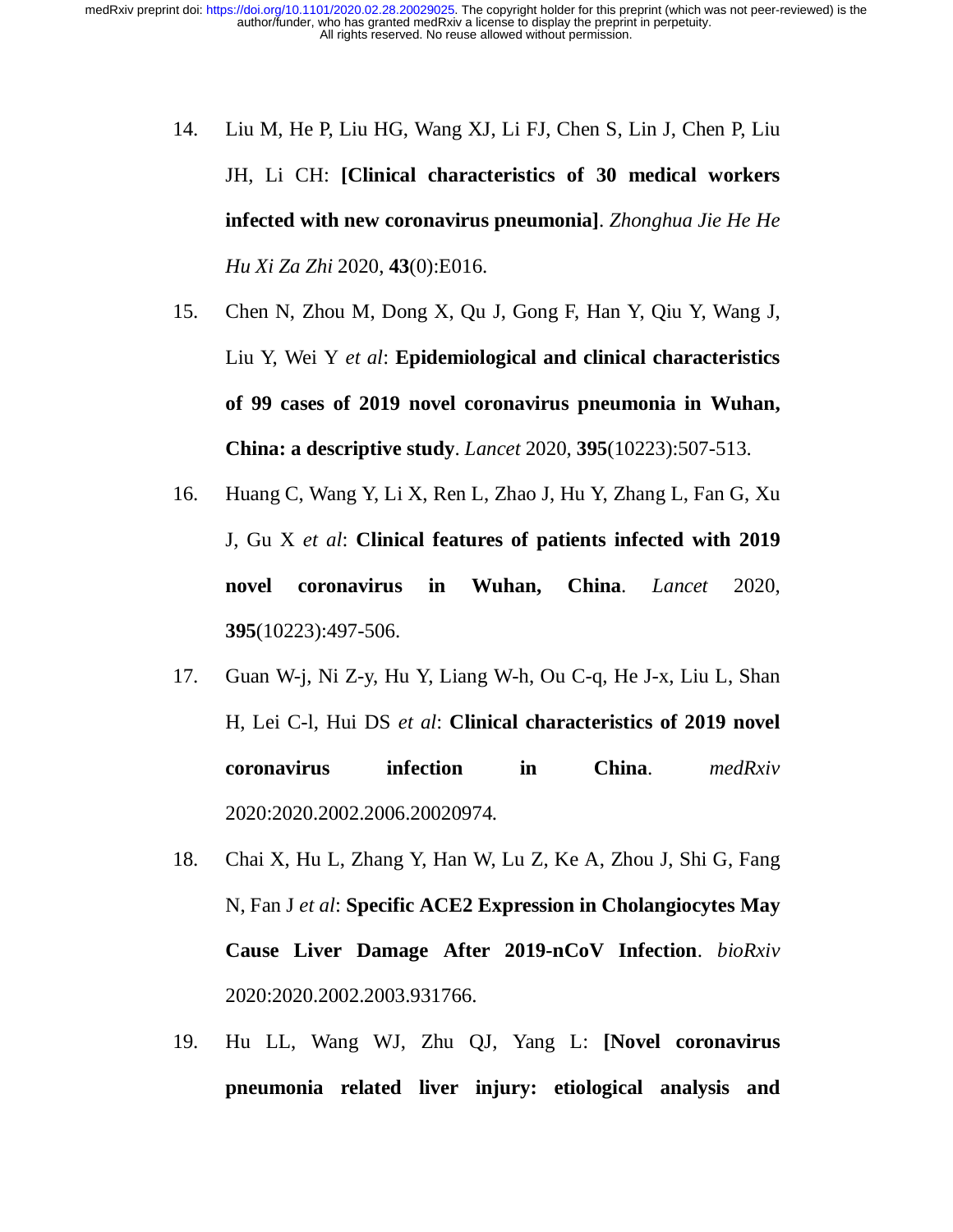14. Liu M, He P, Liu HG, Wang XJ, Li FJ, Chen S, Lin J, Chen P, Liu JH, Li CH: **[Clinical characteristics of 30 medical workers infected with new coronavirus pneumonia]**. *Zhonghua Jie He He Hu Xi Za Zhi* 2020, **43**(0):E016.
15. Chen N, Zhou M, Dong X, Qu J, Gong F, Han Y, Qiu Y, Wang J, Liu Y, Wei Y *et al*: **Epidemiological and clinical characteristics of 99 cases of 2019 novel coronavirus pneumonia in Wuhan, China: a descriptive study**. *Lancet* 2020, **395**(10223):507-513.
16. Huang C, Wang Y, Li X, Ren L, Zhao J, Hu Y, Zhang L, Fan G, Xu J, Gu X *et al*: **Clinical features of patients infected with 2019 novel coronavirus in Wuhan, China**. *Lancet* 2020, **395**(10223):497-506.
17. Guan W-j, Ni Z-y, Hu Y, Liang W-h, Ou C-q, He J-x, Liu L, Shan H, Lei C-l, Hui DS *et al*: **Clinical characteristics of 2019 novel coronavirus infection in China**. *medRxiv* 2020:2020.2002.2006.20020974.
18. Chai X, Hu L, Zhang Y, Han W, Lu Z, Ke A, Zhou J, Shi G, Fang N, Fan J *et al*: **Specific ACE2 Expression in Cholangiocytes May Cause Liver Damage After 2019-nCoV Infection**. *bioRxiv* 2020:2020.2002.2003.931766.
19. Hu LL, Wang WJ, Zhu QJ, Yang L: **[Novel coronavirus pneumonia related liver injury: etiological analysis and**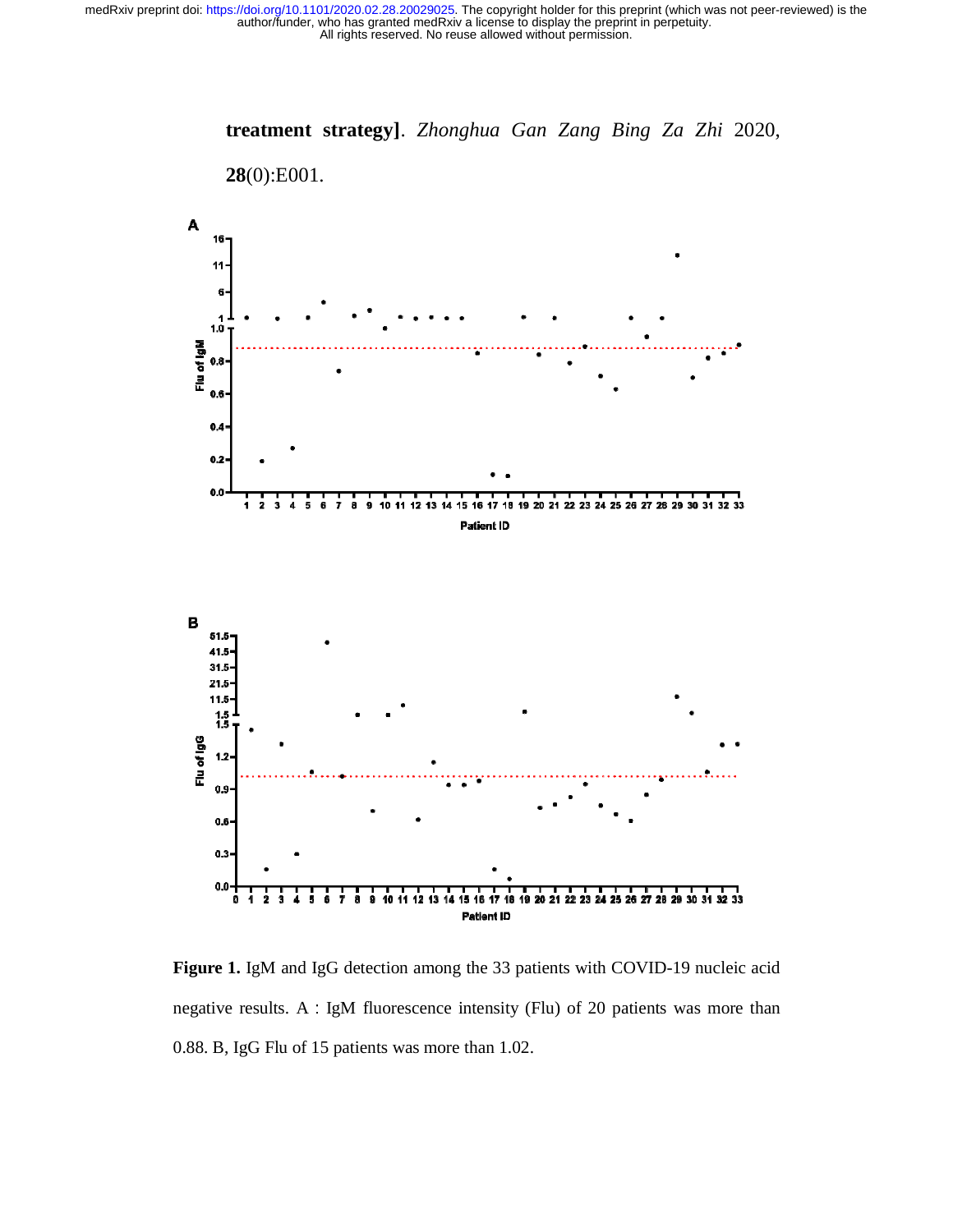**treatment strategy]**. *Zhonghua Gan Zang Bing Za Zhi* 2020, **28**(0):E001.

**Figure 1.** IgM and IgG detection among the 33 patients with COVID-19 nucleic acid negative results. A：IgM fluorescence intensity (Flu) of 20 patients was more than 0.88. B, IgG Flu of 15 patients was more than 1.02.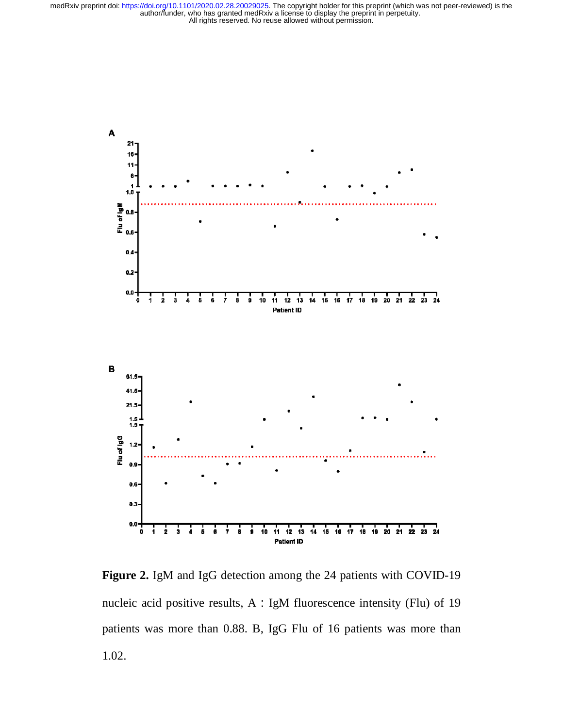**Figure 2.** IgM and IgG detection among the 24 patients with COVID-19 nucleic acid positive results, A：IgM fluorescence intensity (Flu) of 19 patients was more than 0.88. B, IgG Flu of 16 patients was more than 1.02.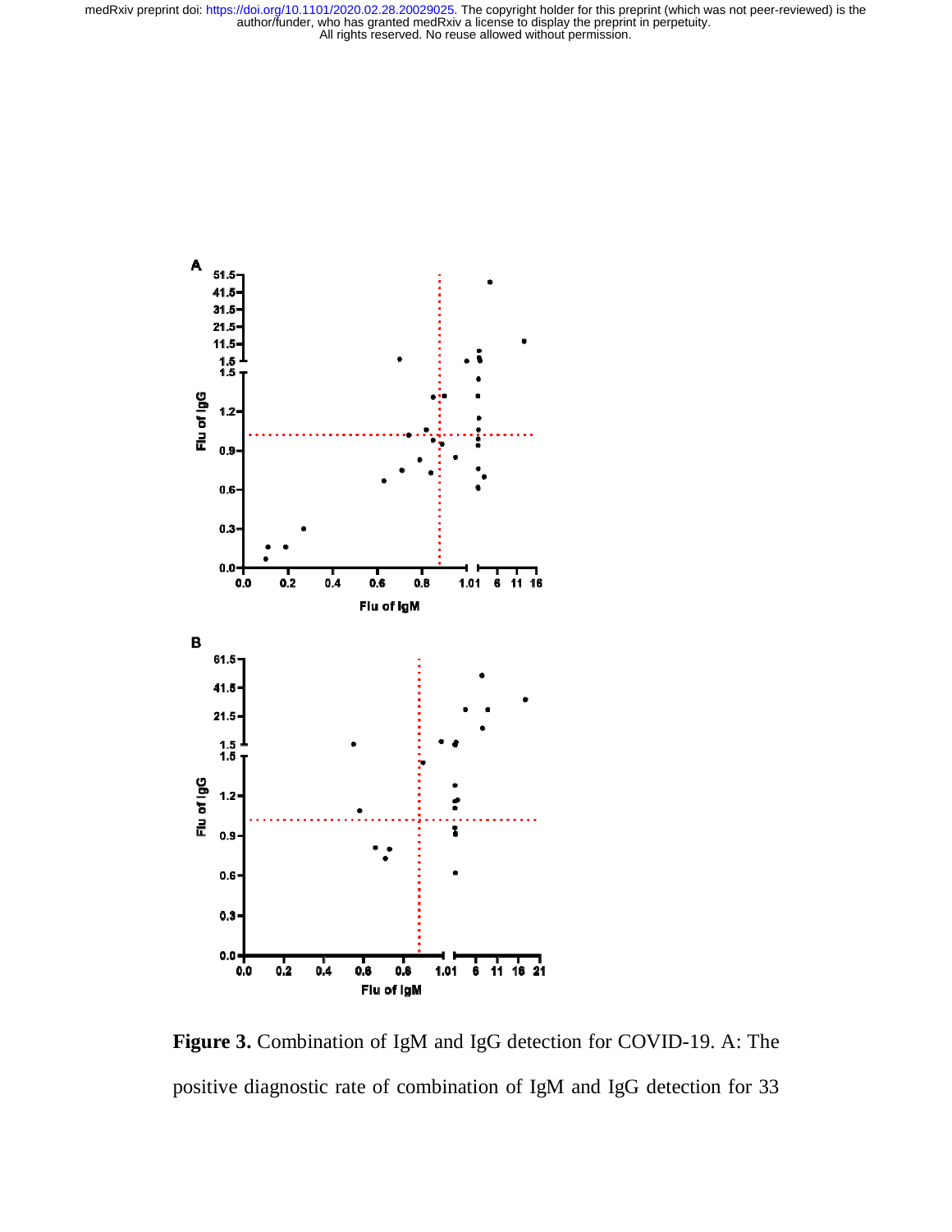**Figure 3.** Combination of IgM and IgG detection for COVID-19. A: The positive diagnostic rate of combination of IgM and IgG detection for 33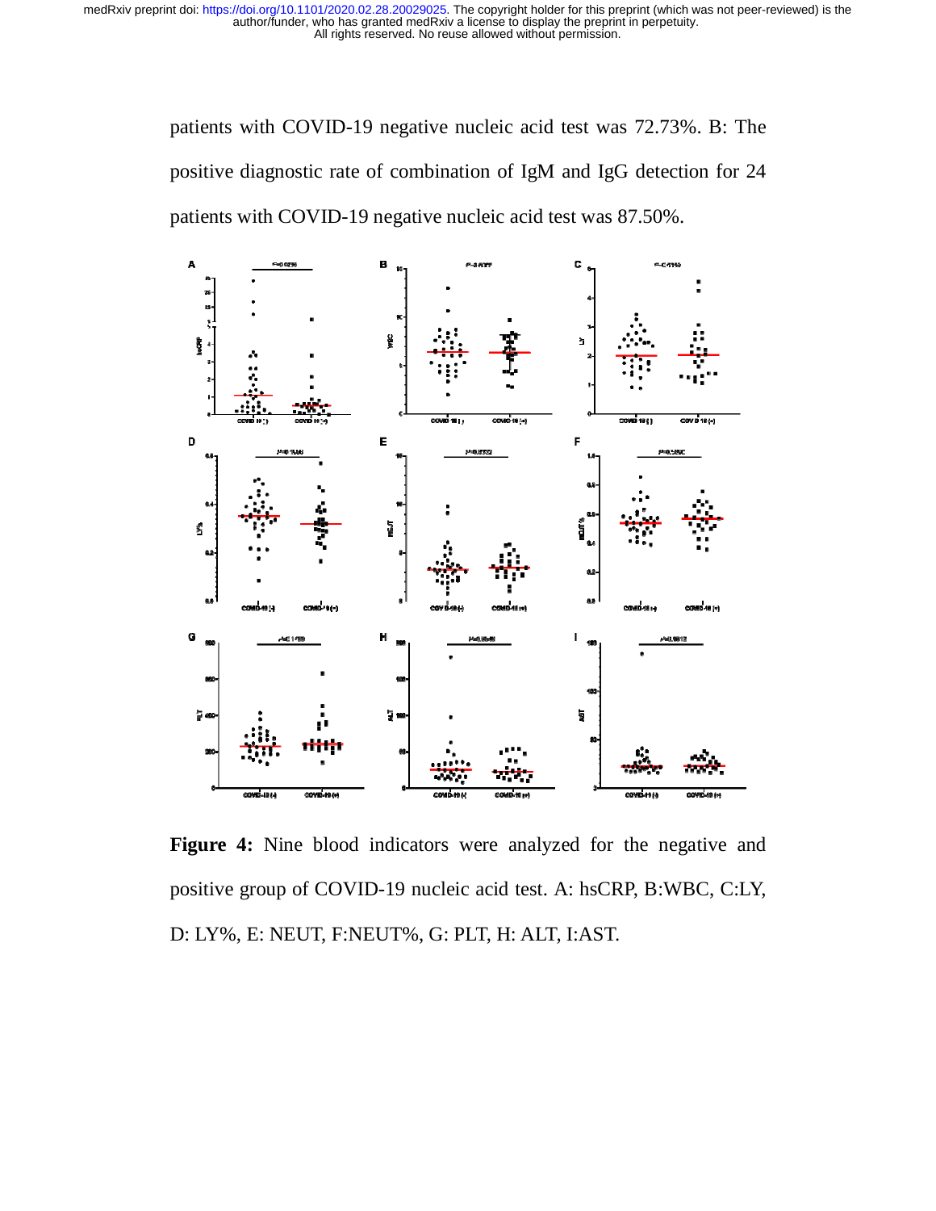patients with COVID-19 negative nucleic acid test was 72.73%. B: The positive diagnostic rate of combination of IgM and IgG detection for 24 patients with COVID-19 negative nucleic acid test was 87.50%.

**Figure 4:** Nine blood indicators were analyzed for the negative and positive group of COVID-19 nucleic acid test. A: hsCRP, B:WBC, C:LY, D: LY%, E: NEUT, F:NEUT%, G: PLT, H: ALT, I:AST.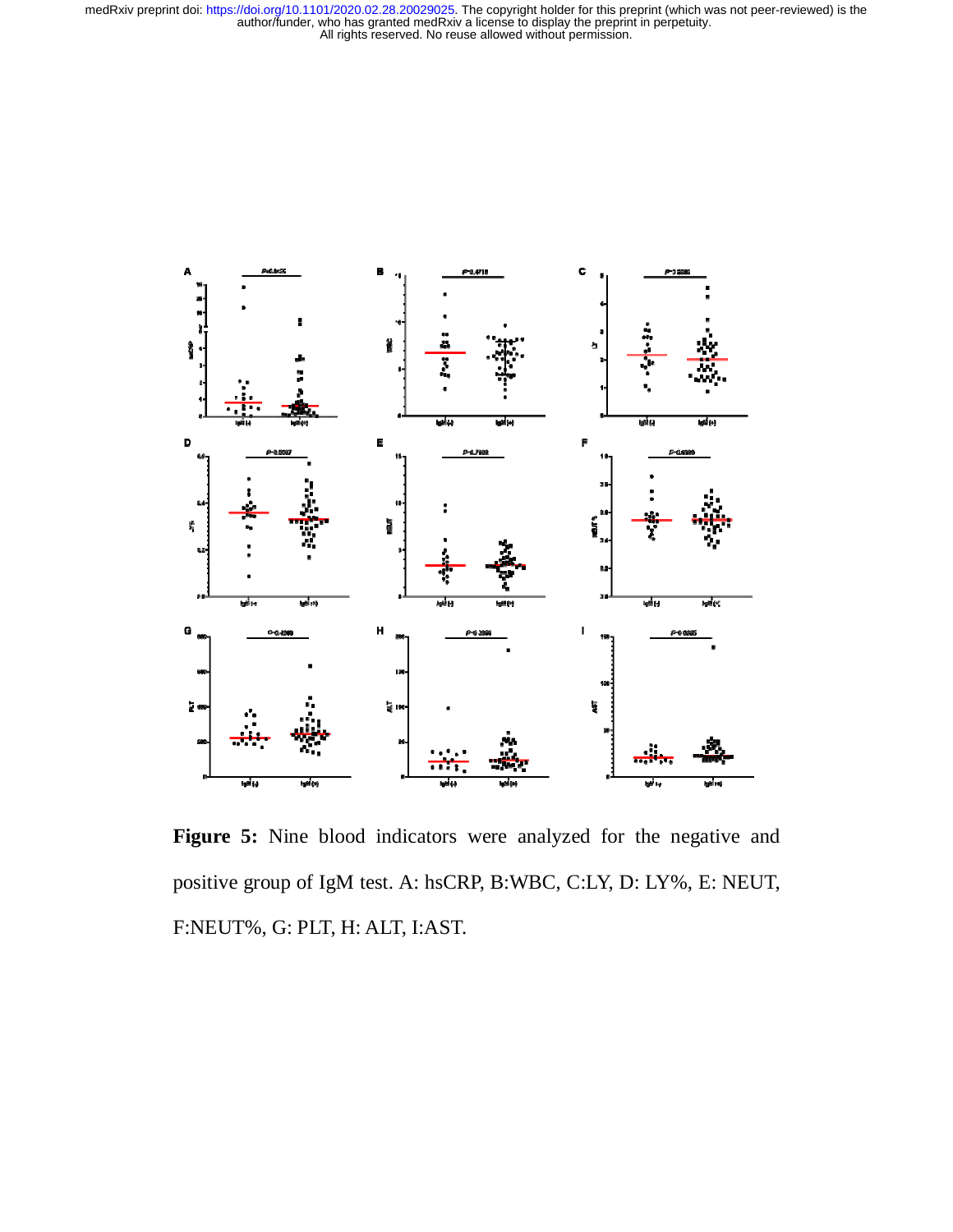**Figure 5:** Nine blood indicators were analyzed for the negative and positive group of IgM test. A: hsCRP, B:WBC, C:LY, D: LY%, E: NEUT, F:NEUT%, G: PLT, H: ALT, I:AST.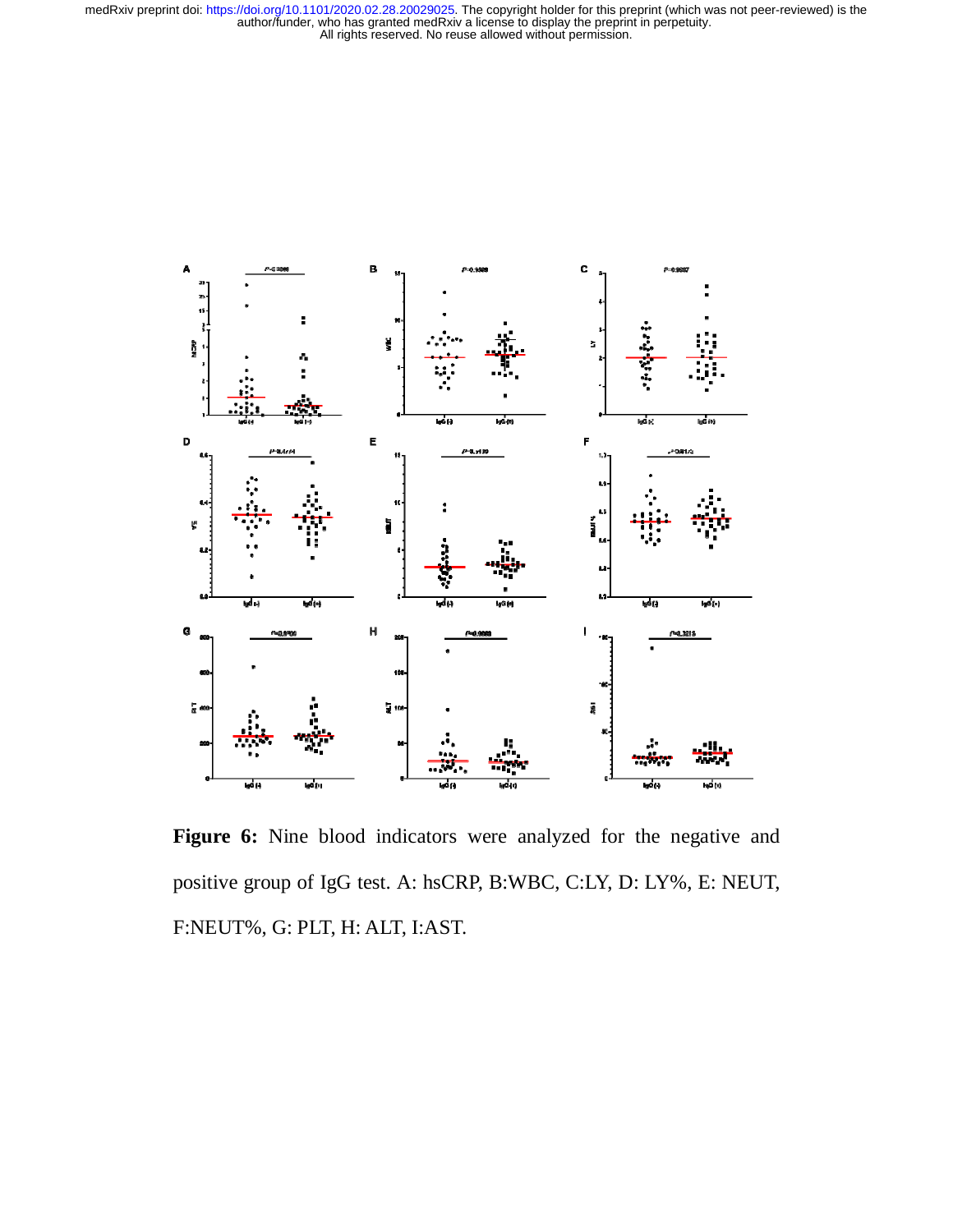**Figure 6:** Nine blood indicators were analyzed for the negative and positive group of IgG test. A: hsCRP, B:WBC, C:LY, D: LY%, E: NEUT, F:NEUT%, G: PLT, H: ALT, I:AST.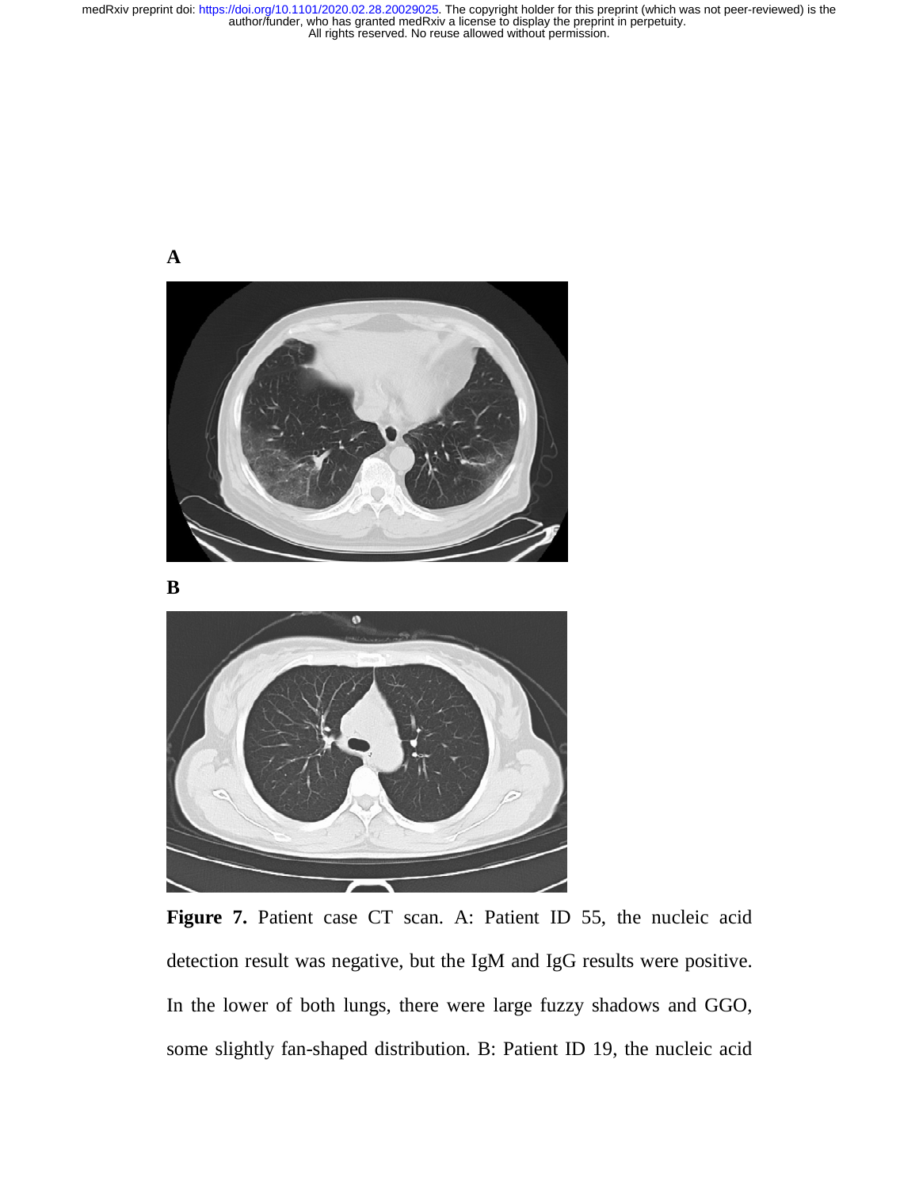A

B

**Figure 7.** Patient case CT scan. A: Patient ID 55, the nucleic acid detection result was negative, but the IgM and IgG results were positive. In the lower of both lungs, there were large fuzzy shadows and GGO, some slightly fan-shaped distribution. B: Patient ID 19, the nucleic acid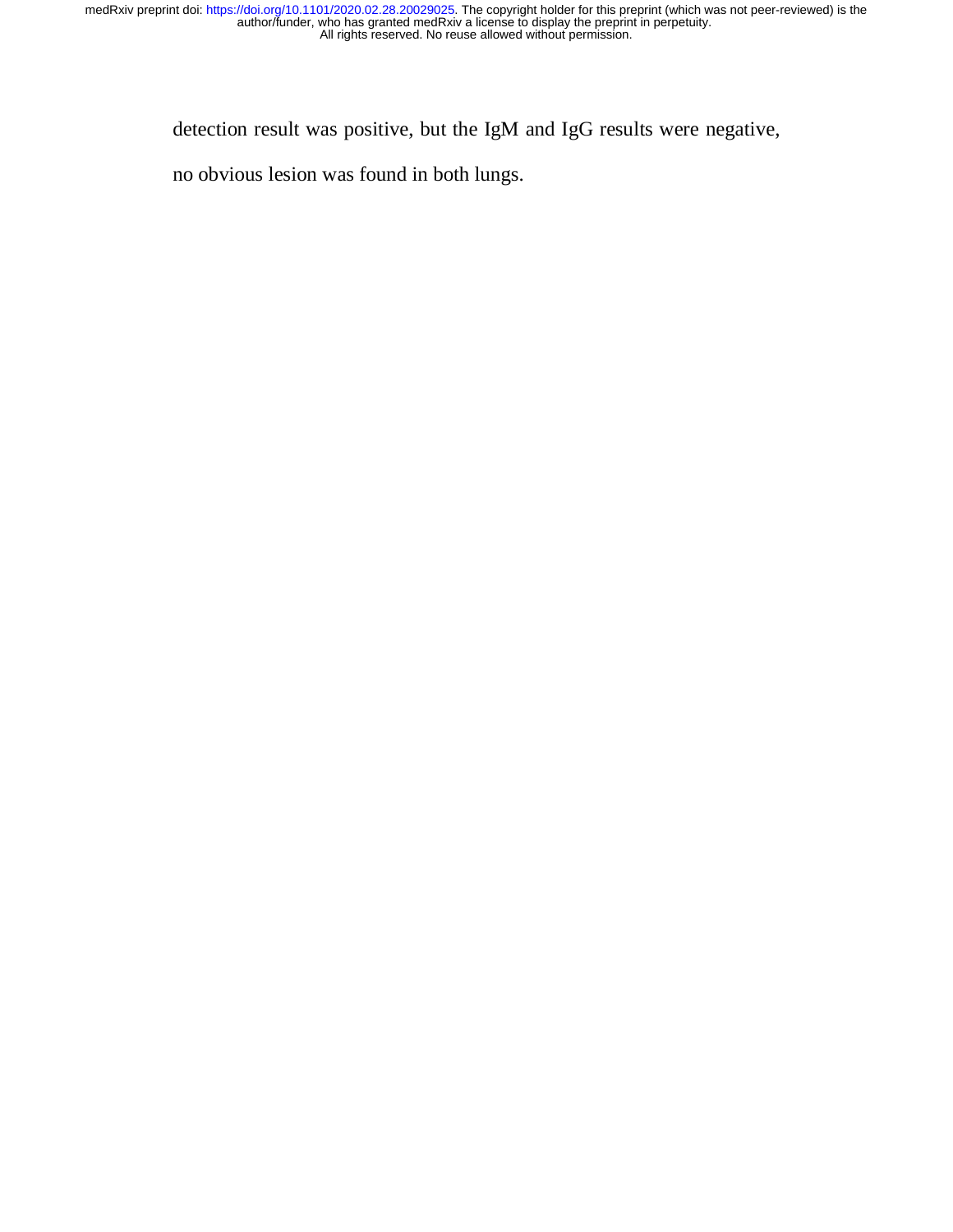detection result was positive, but the IgM and IgG results were negative, no obvious lesion was found in both lungs.